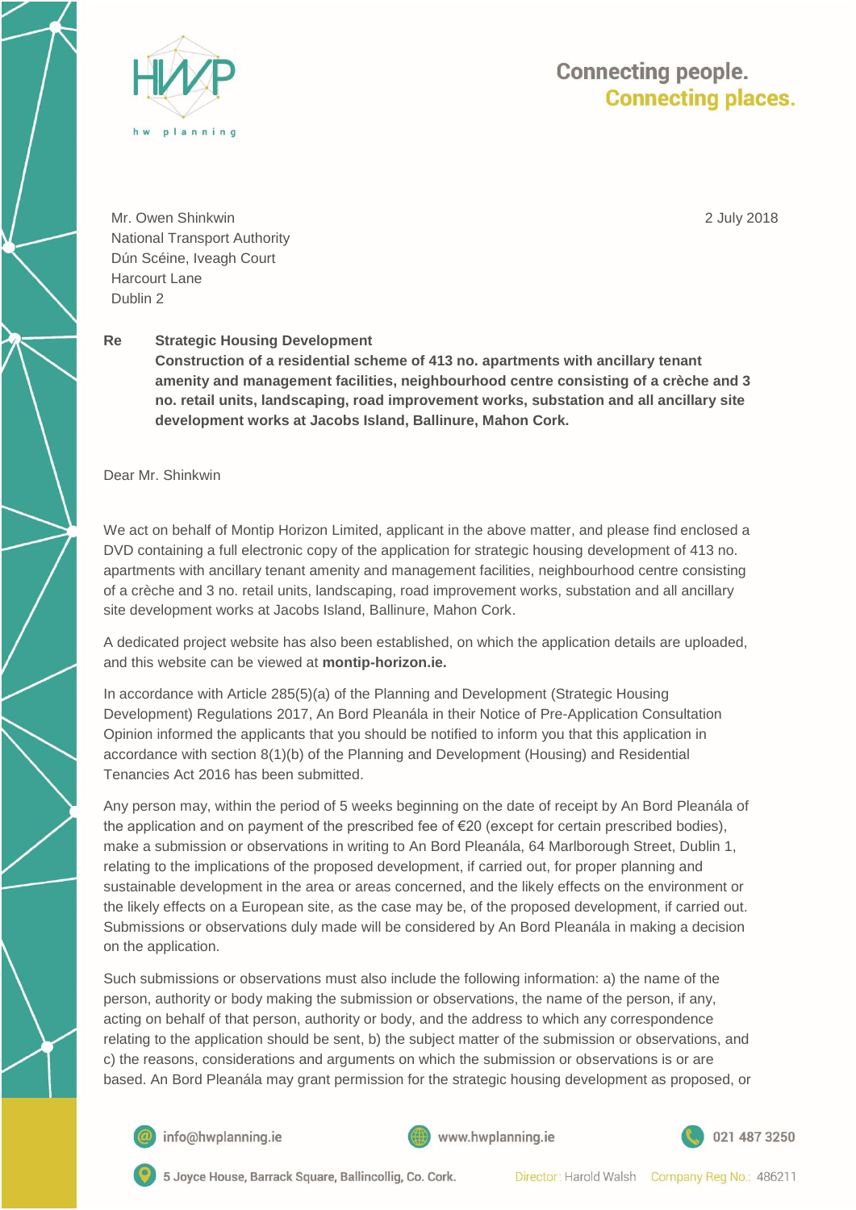Mr. Owen Shinkwin
National Transport Authority
Dún Scéine, Iveagh Court
Harcourt Lane
Dublin 2

2 July 2018

**Re** **Strategic Housing Development**
**Construction of a residential scheme of 413 no. apartments with ancillary tenant amenity and management facilities, neighbourhood centre consisting of a crèche and 3 no. retail units, landscaping, road improvement works, substation and all ancillary site development works at Jacobs Island, Ballinure, Mahon Cork.**

Dear Mr. Shinkwin

We act on behalf of Montip Horizon Limited, applicant in the above matter, and please find enclosed a DVD containing a full electronic copy of the application for strategic housing development of 413 no. apartments with ancillary tenant amenity and management facilities, neighbourhood centre consisting of a crèche and 3 no. retail units, landscaping, road improvement works, substation and all ancillary site development works at Jacobs Island, Ballinure, Mahon Cork.

A dedicated project website has also been established, on which the application details are uploaded, and this website can be viewed at **montip-horizon.ie.**

In accordance with Article 285(5)(a) of the Planning and Development (Strategic Housing Development) Regulations 2017, An Bord Pleanála in their Notice of Pre-Application Consultation Opinion informed the applicants that you should be notified to inform you that this application in accordance with section 8(1)(b) of the Planning and Development (Housing) and Residential Tenancies Act 2016 has been submitted.

Any person may, within the period of 5 weeks beginning on the date of receipt by An Bord Pleanála of the application and on payment of the prescribed fee of €20 (except for certain prescribed bodies), make a submission or observations in writing to An Bord Pleanála, 64 Marlborough Street, Dublin 1, relating to the implications of the proposed development, if carried out, for proper planning and sustainable development in the area or areas concerned, and the likely effects on the environment or the likely effects on a European site, as the case may be, of the proposed development, if carried out. Submissions or observations duly made will be considered by An Bord Pleanála in making a decision on the application.

Such submissions or observations must also include the following information: a) the name of the person, authority or body making the submission or observations, the name of the person, if any, acting on behalf of that person, authority or body, and the address to which any correspondence relating to the application should be sent, b) the subject matter of the submission or observations, and c) the reasons, considerations and arguments on which the submission or observations is or are based. An Bord Pleanála may grant permission for the strategic housing development as proposed, or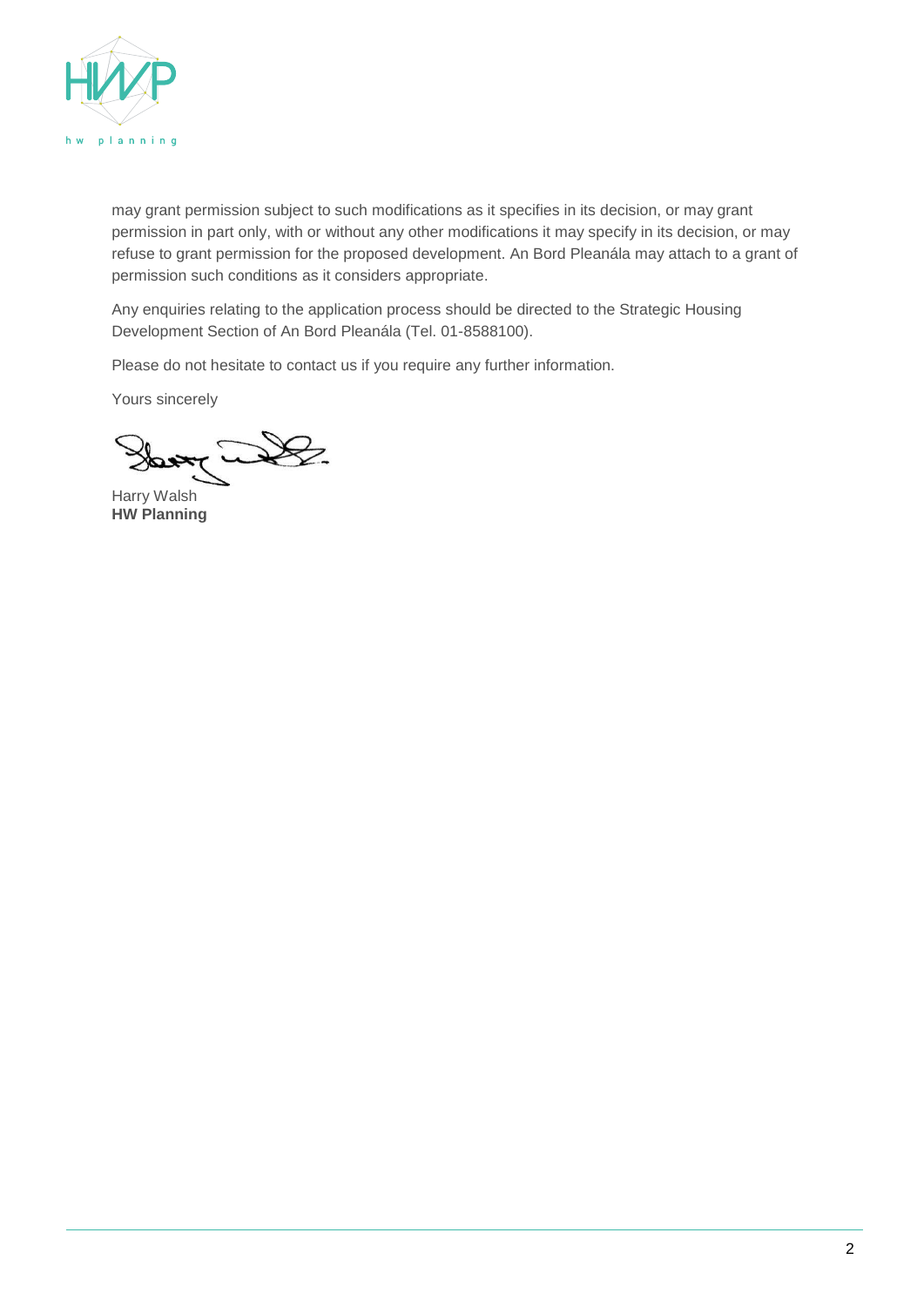may grant permission subject to such modifications as it specifies in its decision, or may grant permission in part only, with or without any other modifications it may specify in its decision, or may refuse to grant permission for the proposed development. An Bord Pleanála may attach to a grant of permission such conditions as it considers appropriate.

Any enquiries relating to the application process should be directed to the Strategic Housing Development Section of An Bord Pleanála (Tel. 01-8588100).

Please do not hesitate to contact us if you require any further information.

Yours sincerely

Harry Walsh
**HW Planning**